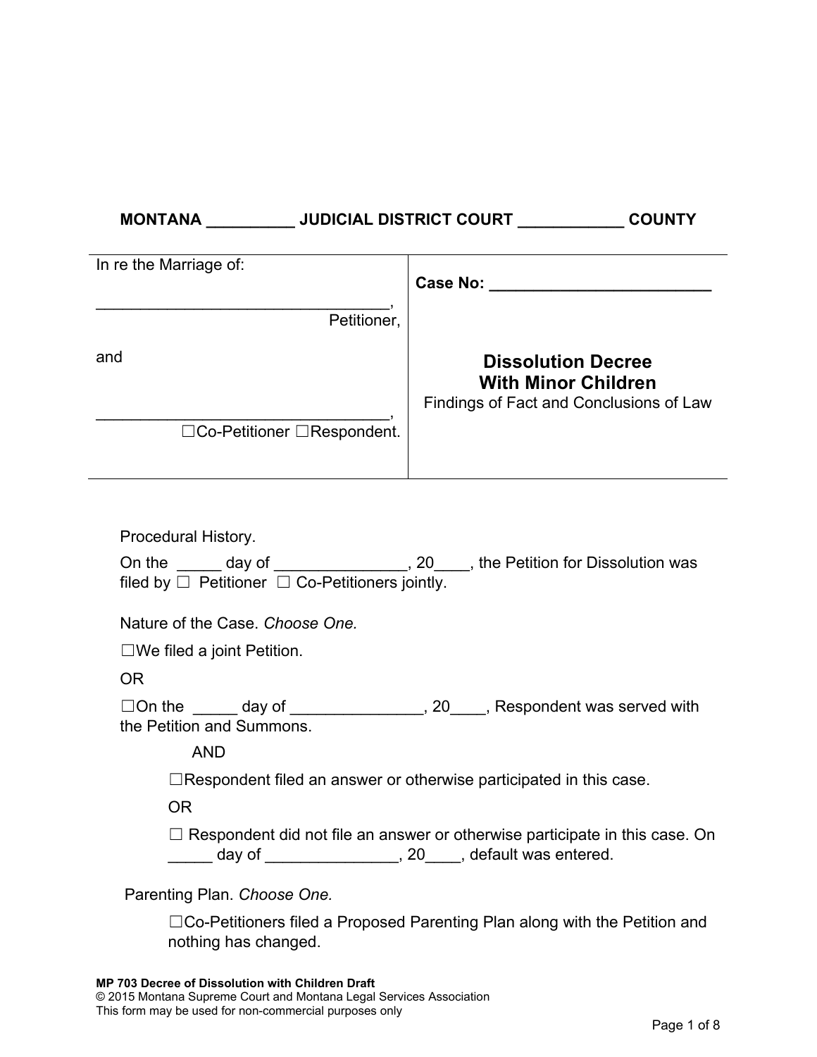**MONTANA __________ JUDICIAL DISTRICT COURT ____________ COUNTY**

| In re the Marriage of:<br><br>__________________________________,<br>Petitioner,<br><br>and<br><br>__________________________________,<br>☐Co-Petitioner ☐Respondent. | **Case No: __________________________**<br><br>**Dissolution Decree**<br>**With Minor Children**<br>Findings of Fact and Conclusions of Law |
|---|---|

Procedural History.

On the _____ day of _______________, 20____, the Petition for Dissolution was filed by ☐ Petitioner ☐ Co-Petitioners jointly.

Nature of the Case. *Choose One.*

☐We filed a joint Petition.

OR

☐On the _____ day of _______________, 20____, Respondent was served with the Petition and Summons.

AND

☐Respondent filed an answer or otherwise participated in this case.

OR

☐ Respondent did not file an answer or otherwise participate in this case. On _____ day of _______________, 20____, default was entered.

Parenting Plan. *Choose One.*

☐Co-Petitioners filed a Proposed Parenting Plan along with the Petition and nothing has changed.

**MP 703 Decree of Dissolution with Children Draft**
© 2015 Montana Supreme Court and Montana Legal Services Association
This form may be used for non-commercial purposes only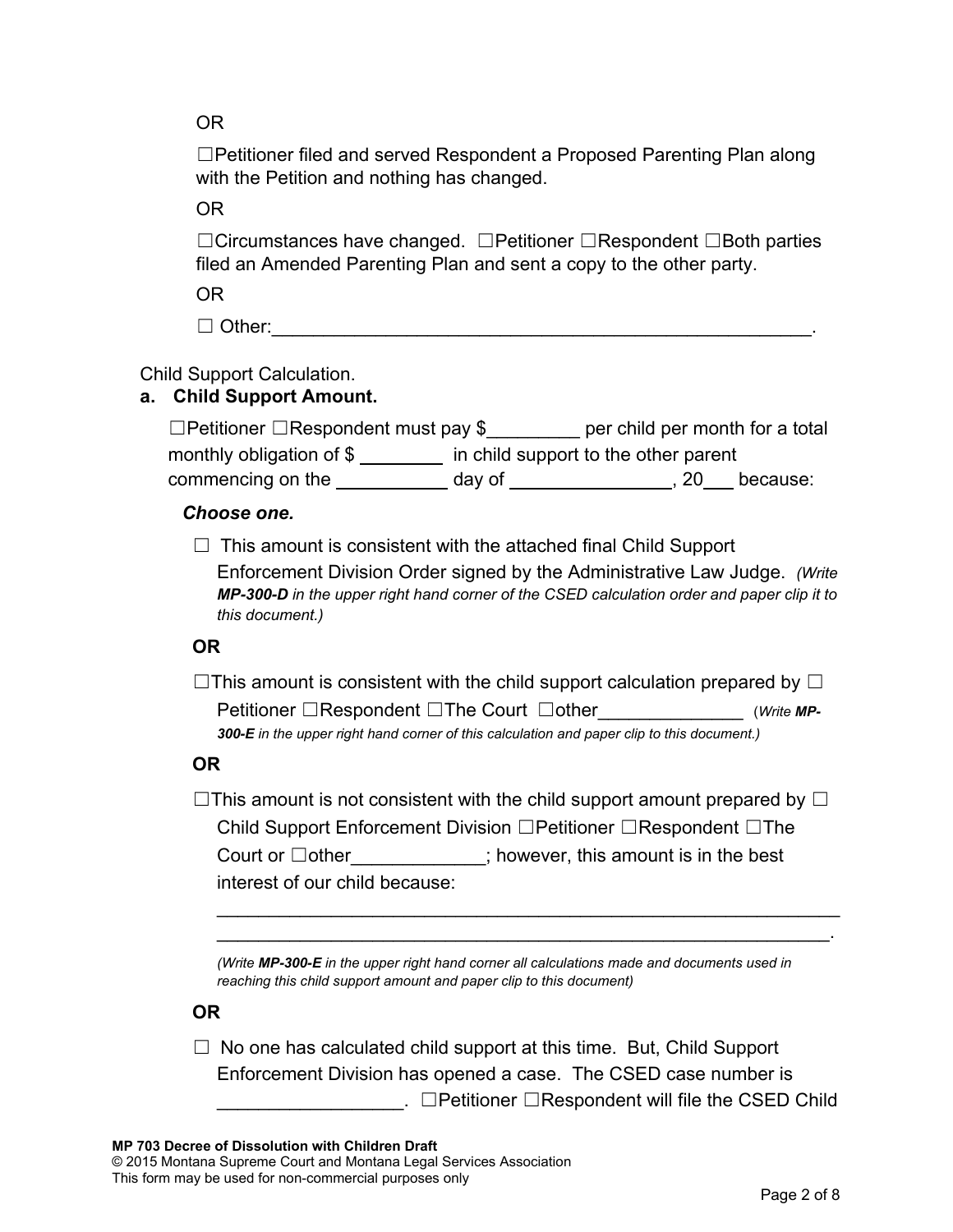OR

☐Petitioner filed and served Respondent a Proposed Parenting Plan along with the Petition and nothing has changed.

OR

☐Circumstances have changed. ☐Petitioner ☐Respondent ☐Both parties filed an Amended Parenting Plan and sent a copy to the other party.

OR

☐ Other:_____________________________________________________.

Child Support Calculation.

**a. Child Support Amount.**

☐Petitioner ☐Respondent must pay $_________ per child per month for a total monthly obligation of $ ________ in child support to the other parent commencing on the ___________ day of ________________, 20___ because:

***Choose one.***

☐ This amount is consistent with the attached final Child Support Enforcement Division Order signed by the Administrative Law Judge. *(Write **MP-300-D** in the upper right hand corner of the CSED calculation order and paper clip it to this document.)*

**OR**

☐This amount is consistent with the child support calculation prepared by ☐ Petitioner ☐Respondent ☐The Court ☐other______________ (*Write **MP-300-E** in the upper right hand corner of this calculation and paper clip to this document.)*

**OR**

☐This amount is not consistent with the child support amount prepared by ☐ Child Support Enforcement Division ☐Petitioner ☐Respondent ☐The Court or ☐other_____________; however, this amount is in the best interest of our child because:

_______________________________________________________________
______________________________________________________________.

*(Write **MP-300-E** in the upper right hand corner all calculations made and documents used in reaching this child support amount and paper clip to this document)*

**OR**

☐ No one has calculated child support at this time. But, Child Support Enforcement Division has opened a case. The CSED case number is _________________. ☐Petitioner ☐Respondent will file the CSED Child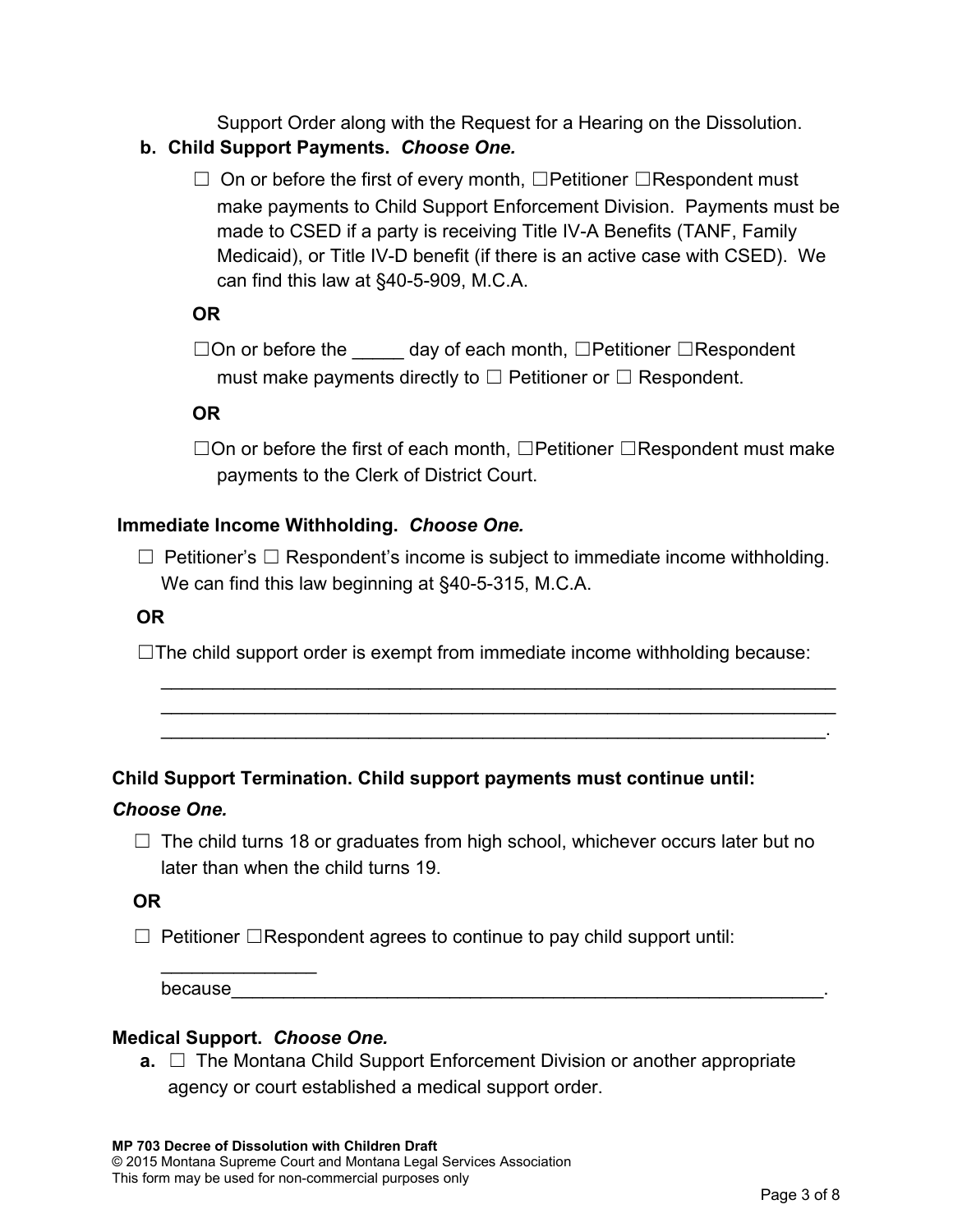Support Order along with the Request for a Hearing on the Dissolution.

**b. Child Support Payments.** ***Choose One.***

☐ On or before the first of every month, ☐Petitioner ☐Respondent must make payments to Child Support Enforcement Division. Payments must be made to CSED if a party is receiving Title IV-A Benefits (TANF, Family Medicaid), or Title IV-D benefit (if there is an active case with CSED). We can find this law at §40-5-909, M.C.A.

**OR**

☐On or before the _____ day of each month, ☐Petitioner ☐Respondent must make payments directly to ☐ Petitioner or ☐ Respondent.

**OR**

☐On or before the first of each month, ☐Petitioner ☐Respondent must make payments to the Clerk of District Court.

**Immediate Income Withholding.** ***Choose One.***

☐ Petitioner's ☐ Respondent's income is subject to immediate income withholding. We can find this law beginning at §40-5-315, M.C.A.

**OR**

☐The child support order is exempt from immediate income withholding because:

_________________________________________________________________
_________________________________________________________________
________________________________________________________________.

**Child Support Termination. Child support payments must continue until:**

***Choose One.***

☐ The child turns 18 or graduates from high school, whichever occurs later but no later than when the child turns 19.

**OR**

☐ Petitioner ☐Respondent agrees to continue to pay child support until:

_______________

because___________________________________________________________.

**Medical Support.** ***Choose One.***

**a.** ☐ The Montana Child Support Enforcement Division or another appropriate agency or court established a medical support order.

**MP 703 Decree of Dissolution with Children Draft**
© 2015 Montana Supreme Court and Montana Legal Services Association
This form may be used for non-commercial purposes only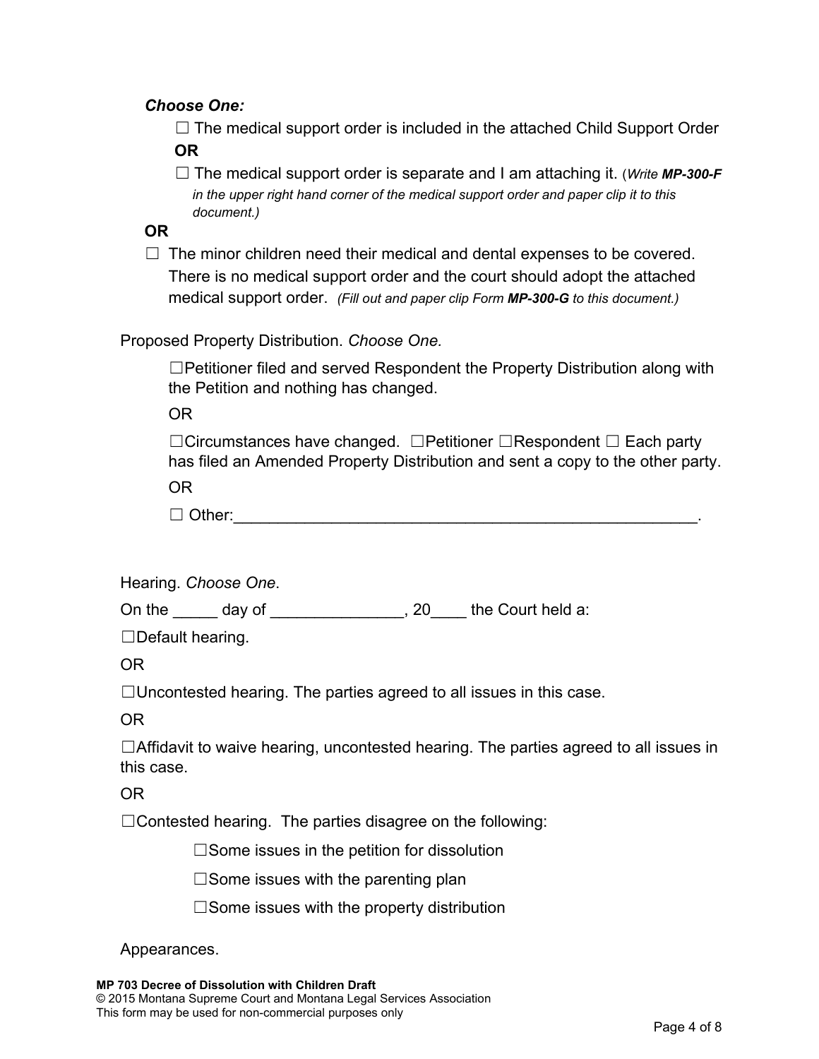***Choose One:***

☐ The medical support order is included in the attached Child Support Order

**OR**

☐ The medical support order is separate and I am attaching it. (*Write **MP-300-F** in the upper right hand corner of the medical support order and paper clip it to this document.)*

**OR**

☐ The minor children need their medical and dental expenses to be covered. There is no medical support order and the court should adopt the attached medical support order. *(Fill out and paper clip Form **MP-300-G** to this document.)*

Proposed Property Distribution. *Choose One.*

☐Petitioner filed and served Respondent the Property Distribution along with the Petition and nothing has changed.

OR

☐Circumstances have changed. ☐Petitioner ☐Respondent ☐ Each party has filed an Amended Property Distribution and sent a copy to the other party.

OR

☐ Other:_____________________________________________________.

Hearing. *Choose One*.

On the _____ day of _______________, 20____ the Court held a:

☐Default hearing.

OR

☐Uncontested hearing. The parties agreed to all issues in this case.

OR

☐Affidavit to waive hearing, uncontested hearing. The parties agreed to all issues in this case.

OR

☐Contested hearing. The parties disagree on the following:

☐Some issues in the petition for dissolution

☐Some issues with the parenting plan

☐Some issues with the property distribution

Appearances.

**MP 703 Decree of Dissolution with Children Draft**
© 2015 Montana Supreme Court and Montana Legal Services Association
This form may be used for non-commercial purposes only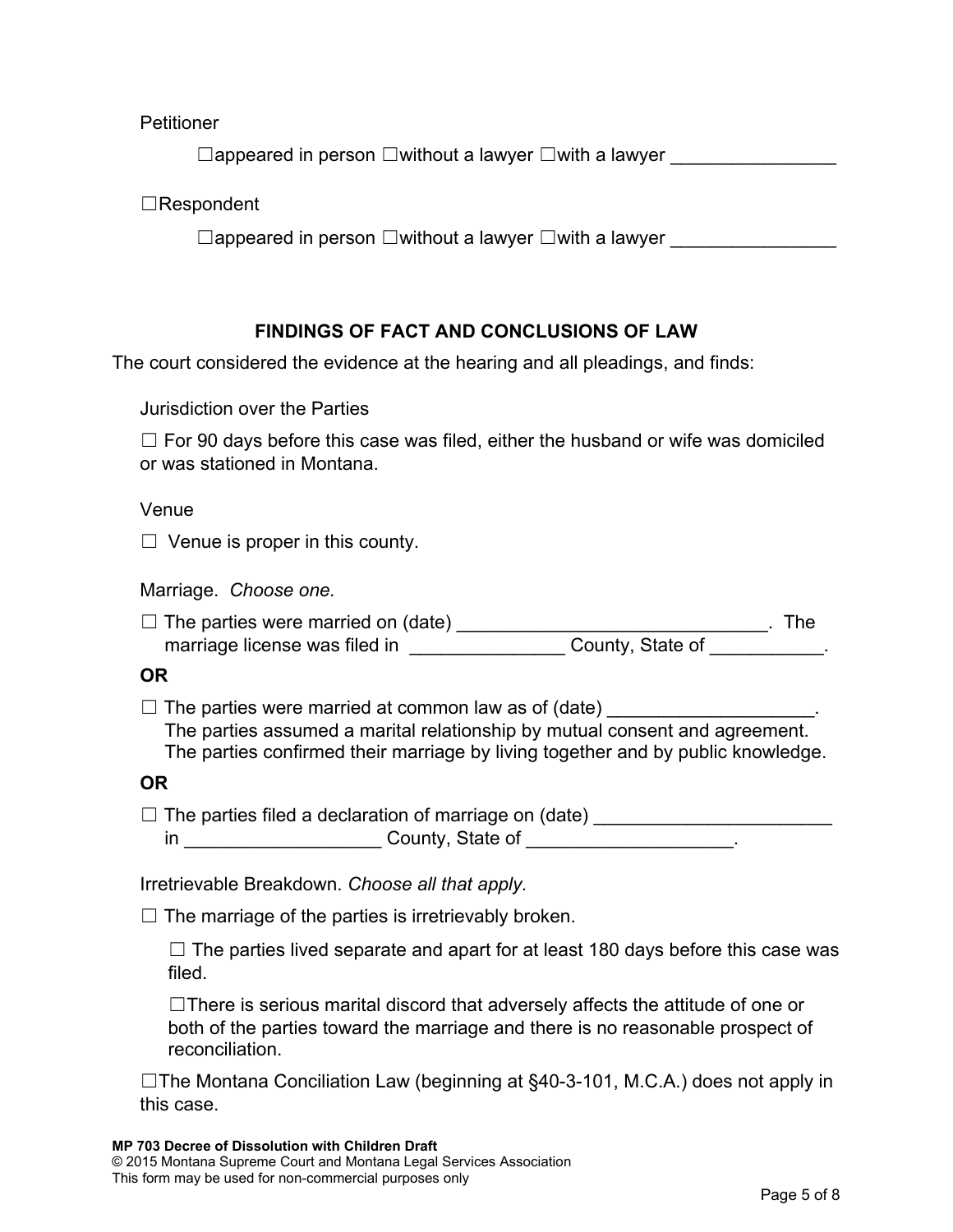Petitioner

☐appeared in person ☐without a lawyer ☐with a lawyer ________________

☐Respondent

☐appeared in person ☐without a lawyer ☐with a lawyer ________________

## FINDINGS OF FACT AND CONCLUSIONS OF LAW

The court considered the evidence at the hearing and all pleadings, and finds:

Jurisdiction over the Parties

☐ For 90 days before this case was filed, either the husband or wife was domiciled or was stationed in Montana.

Venue

☐ Venue is proper in this county.

Marriage. *Choose one.*

☐ The parties were married on (date) ______________________________. The marriage license was filed in _______________ County, State of ___________.

**OR**

☐ The parties were married at common law as of (date) ___________________. The parties assumed a marital relationship by mutual consent and agreement. The parties confirmed their marriage by living together and by public knowledge.

**OR**

☐ The parties filed a declaration of marriage on (date) ______________________ in ___________________ County, State of ____________________.

Irretrievable Breakdown. *Choose all that apply.*

☐ The marriage of the parties is irretrievably broken.

☐ The parties lived separate and apart for at least 180 days before this case was filed.

☐There is serious marital discord that adversely affects the attitude of one or both of the parties toward the marriage and there is no reasonable prospect of reconciliation.

☐The Montana Conciliation Law (beginning at §40-3-101, M.C.A.) does not apply in this case.

**MP 703 Decree of Dissolution with Children Draft**
© 2015 Montana Supreme Court and Montana Legal Services Association
This form may be used for non-commercial purposes only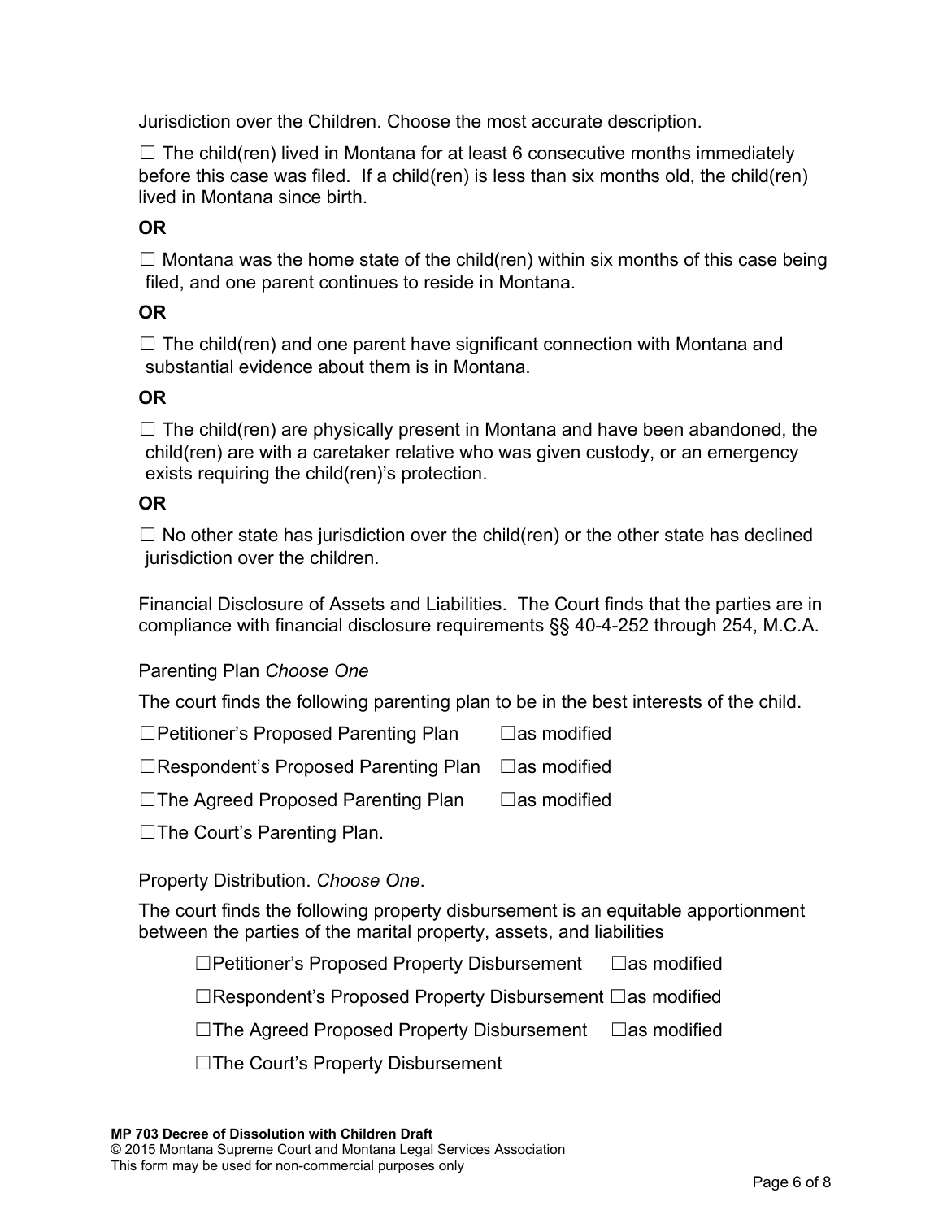Jurisdiction over the Children. Choose the most accurate description.

☐ The child(ren) lived in Montana for at least 6 consecutive months immediately before this case was filed. If a child(ren) is less than six months old, the child(ren) lived in Montana since birth.

**OR**

☐ Montana was the home state of the child(ren) within six months of this case being filed, and one parent continues to reside in Montana.

**OR**

☐ The child(ren) and one parent have significant connection with Montana and substantial evidence about them is in Montana.

**OR**

☐ The child(ren) are physically present in Montana and have been abandoned, the child(ren) are with a caretaker relative who was given custody, or an emergency exists requiring the child(ren)'s protection.

**OR**

☐ No other state has jurisdiction over the child(ren) or the other state has declined jurisdiction over the children.

Financial Disclosure of Assets and Liabilities. The Court finds that the parties are in compliance with financial disclosure requirements §§ 40-4-252 through 254, M.C.A.

Parenting Plan *Choose One*

The court finds the following parenting plan to be in the best interests of the child.

☐Petitioner's Proposed Parenting Plan ☐as modified

☐Respondent's Proposed Parenting Plan ☐as modified

☐The Agreed Proposed Parenting Plan ☐as modified

☐The Court's Parenting Plan.

Property Distribution. *Choose One*.

The court finds the following property disbursement is an equitable apportionment between the parties of the marital property, assets, and liabilities

☐Petitioner's Proposed Property Disbursement ☐as modified

☐Respondent's Proposed Property Disbursement ☐as modified

☐The Agreed Proposed Property Disbursement ☐as modified

☐The Court's Property Disbursement

**MP 703 Decree of Dissolution with Children Draft**
© 2015 Montana Supreme Court and Montana Legal Services Association
This form may be used for non-commercial purposes only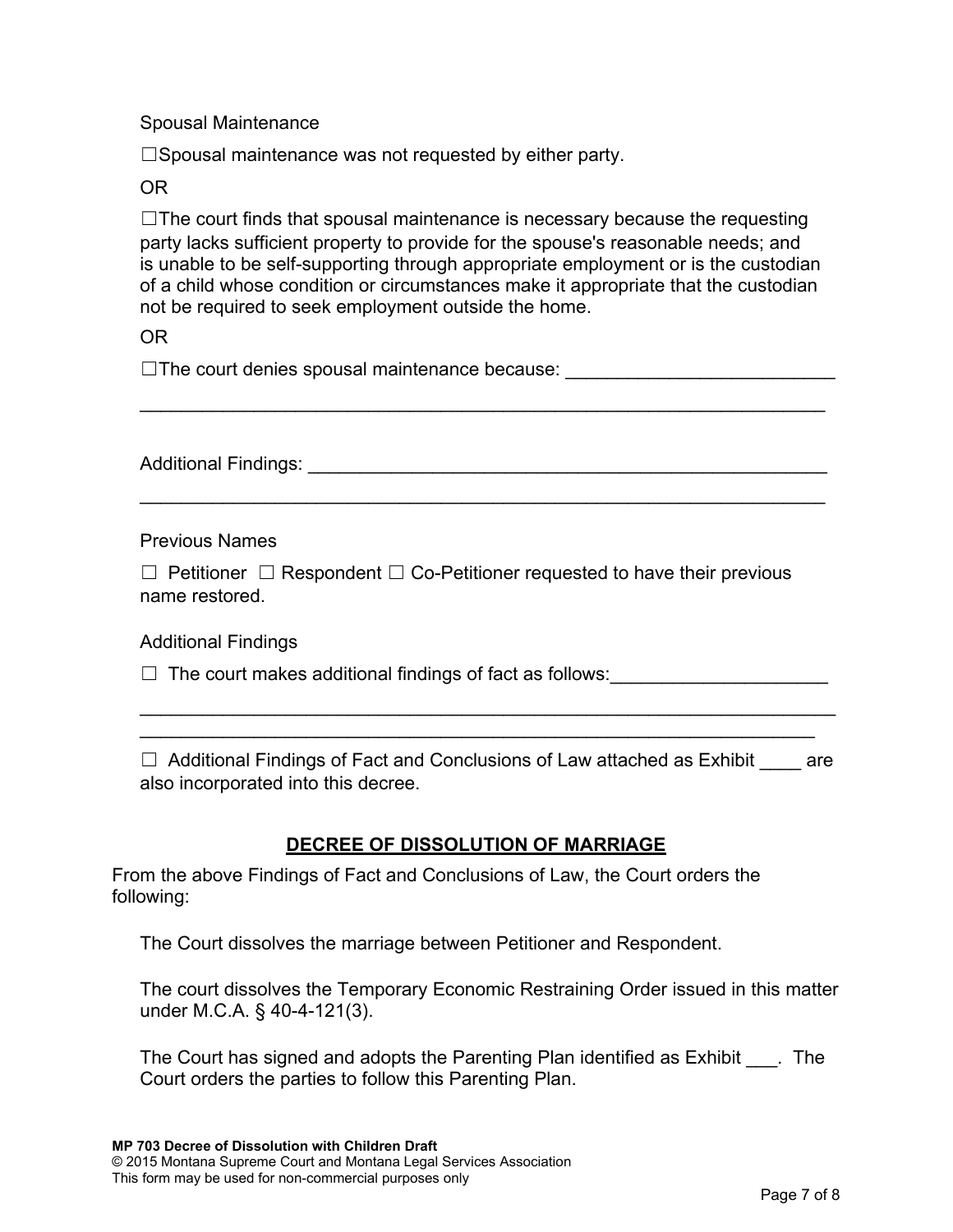Spousal Maintenance

☐Spousal maintenance was not requested by either party.

OR

☐The court finds that spousal maintenance is necessary because the requesting party lacks sufficient property to provide for the spouse's reasonable needs; and is unable to be self-supporting through appropriate employment or is the custodian of a child whose condition or circumstances make it appropriate that the custodian not be required to seek employment outside the home.

OR

☐The court denies spousal maintenance because: __________________________

____________________________________________________________________

Additional Findings: ______________________________________________________

____________________________________________________________________

Previous Names

☐ Petitioner ☐ Respondent ☐ Co-Petitioner requested to have their previous name restored.

Additional Findings

☐ The court makes additional findings of fact as follows:_____________________

____________________________________________________________________

____________________________________________________________________

☐ Additional Findings of Fact and Conclusions of Law attached as Exhibit ____ are also incorporated into this decree.

## DECREE OF DISSOLUTION OF MARRIAGE

From the above Findings of Fact and Conclusions of Law, the Court orders the following:

The Court dissolves the marriage between Petitioner and Respondent.

The court dissolves the Temporary Economic Restraining Order issued in this matter under M.C.A. § 40-4-121(3).

The Court has signed and adopts the Parenting Plan identified as Exhibit ___. The Court orders the parties to follow this Parenting Plan.

**MP 703 Decree of Dissolution with Children Draft**
© 2015 Montana Supreme Court and Montana Legal Services Association
This form may be used for non-commercial purposes only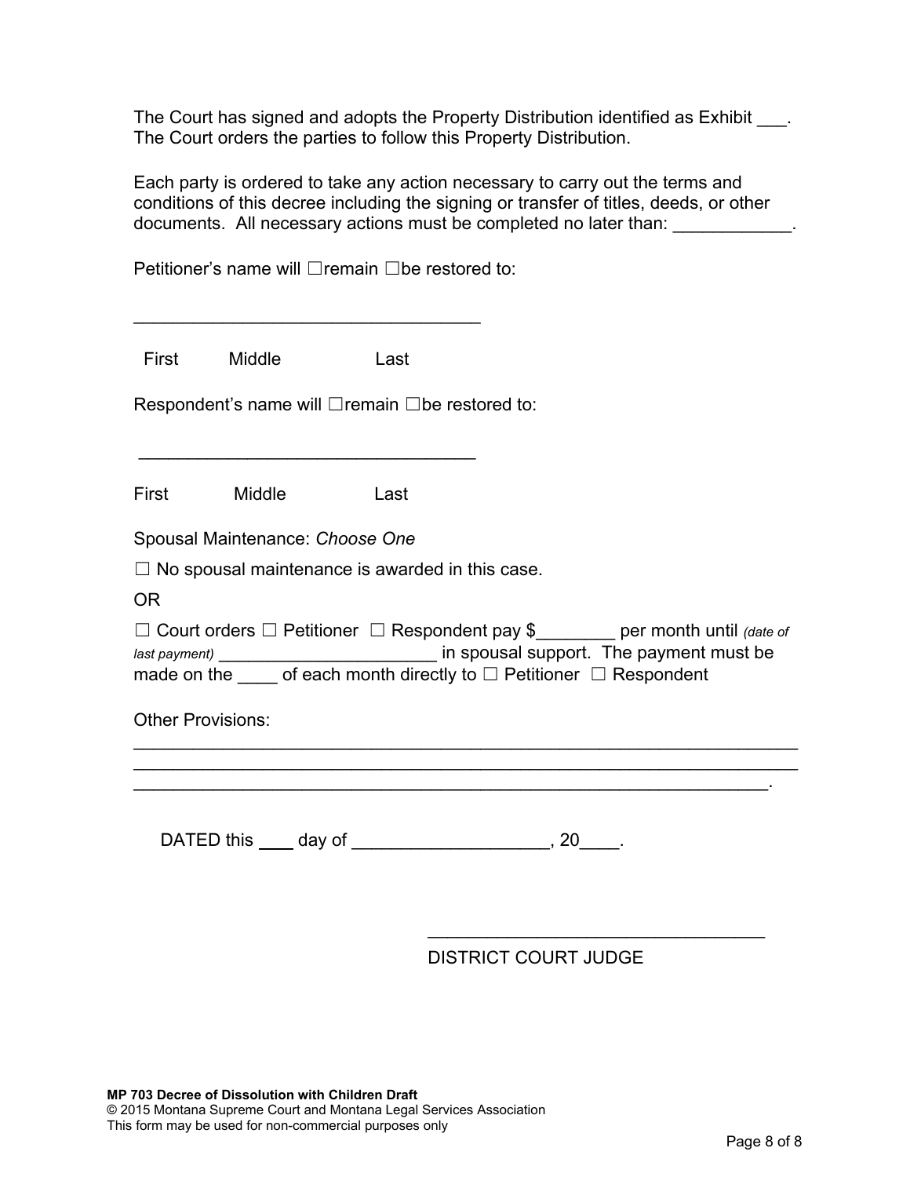The Court has signed and adopts the Property Distribution identified as Exhibit ___. The Court orders the parties to follow this Property Distribution.

Each party is ordered to take any action necessary to carry out the terms and conditions of this decree including the signing or transfer of titles, deeds, or other documents. All necessary actions must be completed no later than: ____________.

Petitioner's name will ☐remain ☐be restored to:

___________________________________

First Middle Last

Respondent's name will ☐remain ☐be restored to:

___________________________________

First Middle Last

Spousal Maintenance: *Choose One*

☐ No spousal maintenance is awarded in this case.

OR

☐ Court orders ☐ Petitioner ☐ Respondent pay $________ per month until *(date of last payment)* ______________________ in spousal support. The payment must be made on the ____ of each month directly to ☐ Petitioner ☐ Respondent

Other Provisions:

___________________________________________________________________
___________________________________________________________________
_________________________________________________________________.

DATED this ____ day of ___________________, 20____.

___________________________________
DISTRICT COURT JUDGE

**MP 703 Decree of Dissolution with Children Draft**
© 2015 Montana Supreme Court and Montana Legal Services Association
This form may be used for non-commercial purposes only